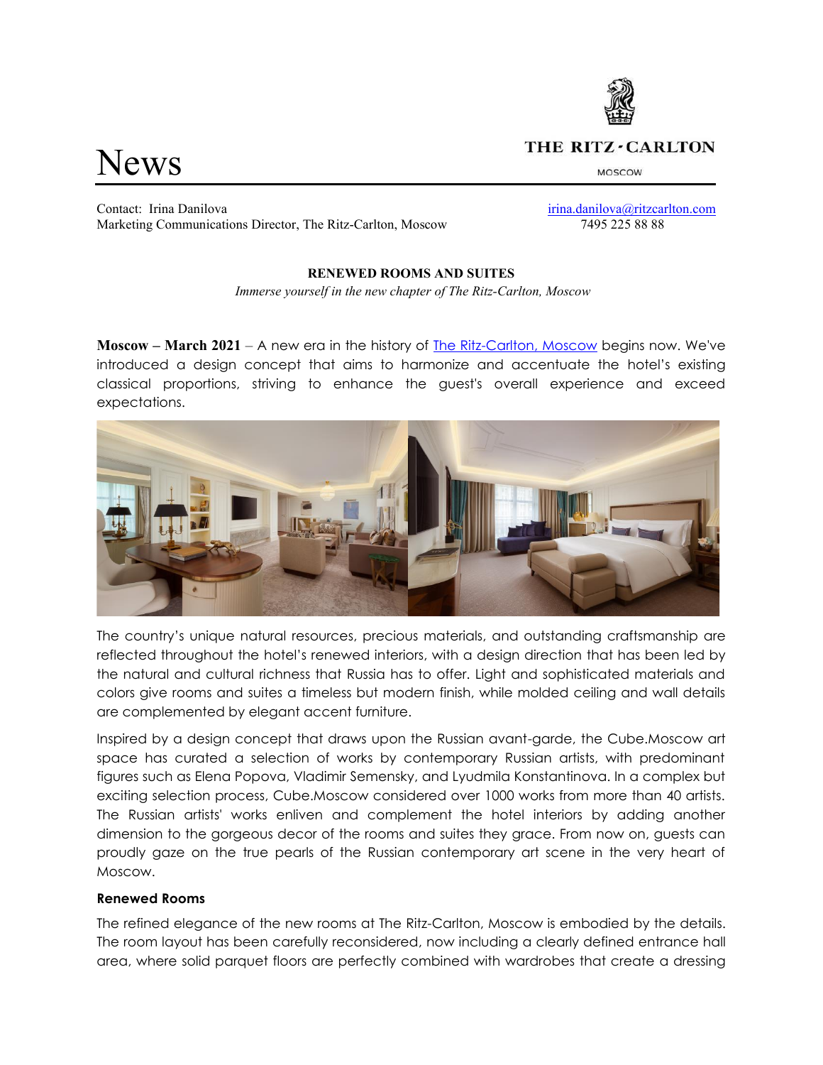# News

THE RITZ-CARLTON
MOSCOW

Contact: Irina Danilova
Marketing Communications Director, The Ritz-Carlton, Moscow

irina.danilova@ritzcarlton.com
7495 225 88 88

**RENEWED ROOMS AND SUITES**

*Immerse yourself in the new chapter of The Ritz-Carlton, Moscow*

**Moscow – March 2021** – A new era in the history of The Ritz-Carlton, Moscow begins now. We've introduced a design concept that aims to harmonize and accentuate the hotel's existing classical proportions, striving to enhance the guest's overall experience and exceed expectations.

The country's unique natural resources, precious materials, and outstanding craftsmanship are reflected throughout the hotel's renewed interiors, with a design direction that has been led by the natural and cultural richness that Russia has to offer. Light and sophisticated materials and colors give rooms and suites a timeless but modern finish, while molded ceiling and wall details are complemented by elegant accent furniture.

Inspired by a design concept that draws upon the Russian avant-garde, the Cube.Moscow art space has curated a selection of works by contemporary Russian artists, with predominant figures such as Elena Popova, Vladimir Semensky, and Lyudmila Konstantinova. In a complex but exciting selection process, Cube.Moscow considered over 1000 works from more than 40 artists. The Russian artists' works enliven and complement the hotel interiors by adding another dimension to the gorgeous decor of the rooms and suites they grace. From now on, guests can proudly gaze on the true pearls of the Russian contemporary art scene in the very heart of Moscow.

**Renewed Rooms**

The refined elegance of the new rooms at The Ritz-Carlton, Moscow is embodied by the details. The room layout has been carefully reconsidered, now including a clearly defined entrance hall area, where solid parquet floors are perfectly combined with wardrobes that create a dressing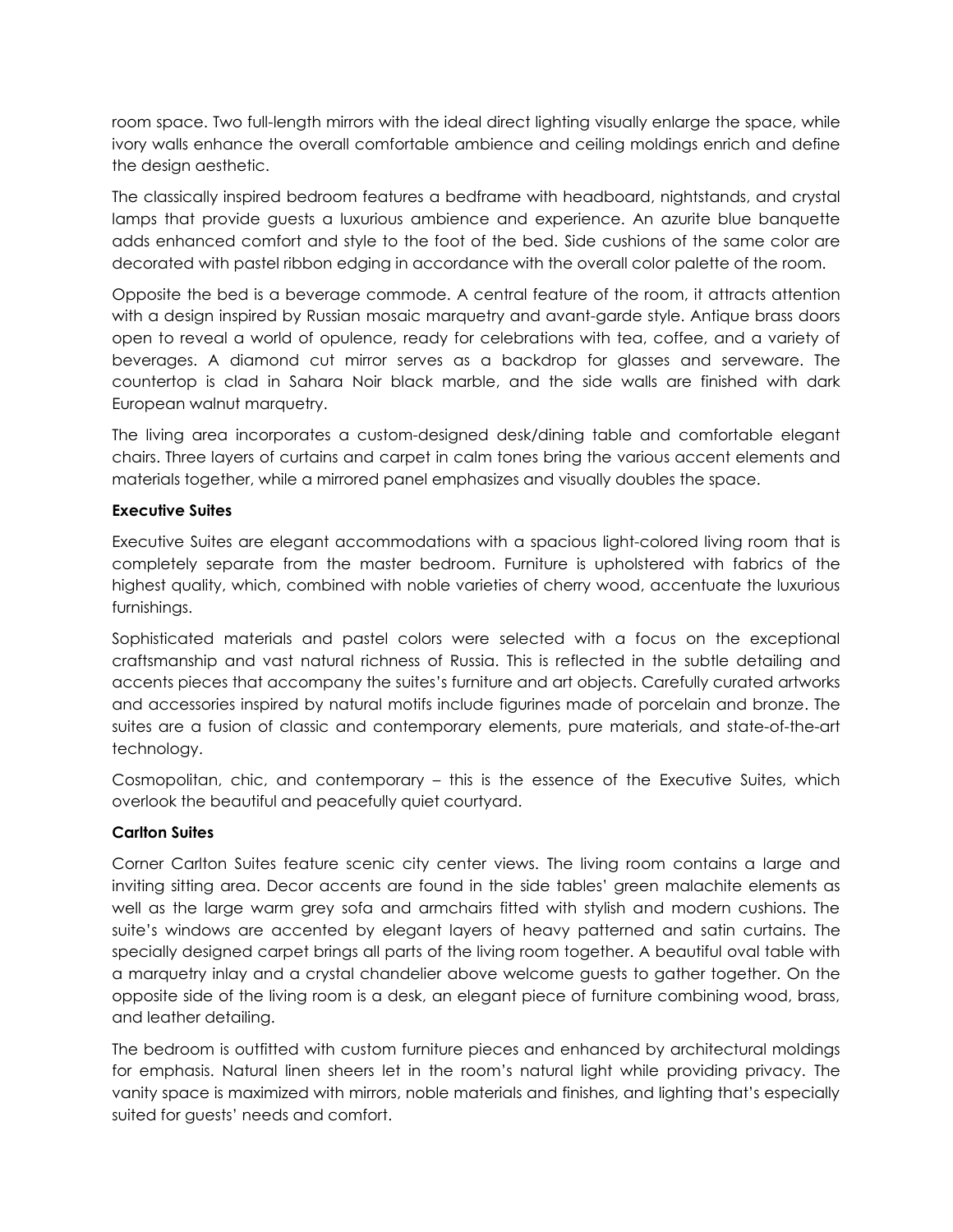room space. Two full-length mirrors with the ideal direct lighting visually enlarge the space, while ivory walls enhance the overall comfortable ambience and ceiling moldings enrich and define the design aesthetic.

The classically inspired bedroom features a bedframe with headboard, nightstands, and crystal lamps that provide guests a luxurious ambience and experience. An azurite blue banquette adds enhanced comfort and style to the foot of the bed. Side cushions of the same color are decorated with pastel ribbon edging in accordance with the overall color palette of the room.

Opposite the bed is a beverage commode. A central feature of the room, it attracts attention with a design inspired by Russian mosaic marquetry and avant-garde style. Antique brass doors open to reveal a world of opulence, ready for celebrations with tea, coffee, and a variety of beverages. A diamond cut mirror serves as a backdrop for glasses and serveware. The countertop is clad in Sahara Noir black marble, and the side walls are finished with dark European walnut marquetry.

The living area incorporates a custom-designed desk/dining table and comfortable elegant chairs. Three layers of curtains and carpet in calm tones bring the various accent elements and materials together, while a mirrored panel emphasizes and visually doubles the space.

**Executive Suites**

Executive Suites are elegant accommodations with a spacious light-colored living room that is completely separate from the master bedroom. Furniture is upholstered with fabrics of the highest quality, which, combined with noble varieties of cherry wood, accentuate the luxurious furnishings.

Sophisticated materials and pastel colors were selected with a focus on the exceptional craftsmanship and vast natural richness of Russia. This is reflected in the subtle detailing and accents pieces that accompany the suites's furniture and art objects. Carefully curated artworks and accessories inspired by natural motifs include figurines made of porcelain and bronze. The suites are a fusion of classic and contemporary elements, pure materials, and state-of-the-art technology.

Cosmopolitan, chic, and contemporary – this is the essence of the Executive Suites, which overlook the beautiful and peacefully quiet courtyard.

**Carlton Suites**

Corner Carlton Suites feature scenic city center views. The living room contains a large and inviting sitting area. Decor accents are found in the side tables' green malachite elements as well as the large warm grey sofa and armchairs fitted with stylish and modern cushions. The suite's windows are accented by elegant layers of heavy patterned and satin curtains. The specially designed carpet brings all parts of the living room together. A beautiful oval table with a marquetry inlay and a crystal chandelier above welcome guests to gather together. On the opposite side of the living room is a desk, an elegant piece of furniture combining wood, brass, and leather detailing.

The bedroom is outfitted with custom furniture pieces and enhanced by architectural moldings for emphasis. Natural linen sheers let in the room's natural light while providing privacy. The vanity space is maximized with mirrors, noble materials and finishes, and lighting that's especially suited for guests' needs and comfort.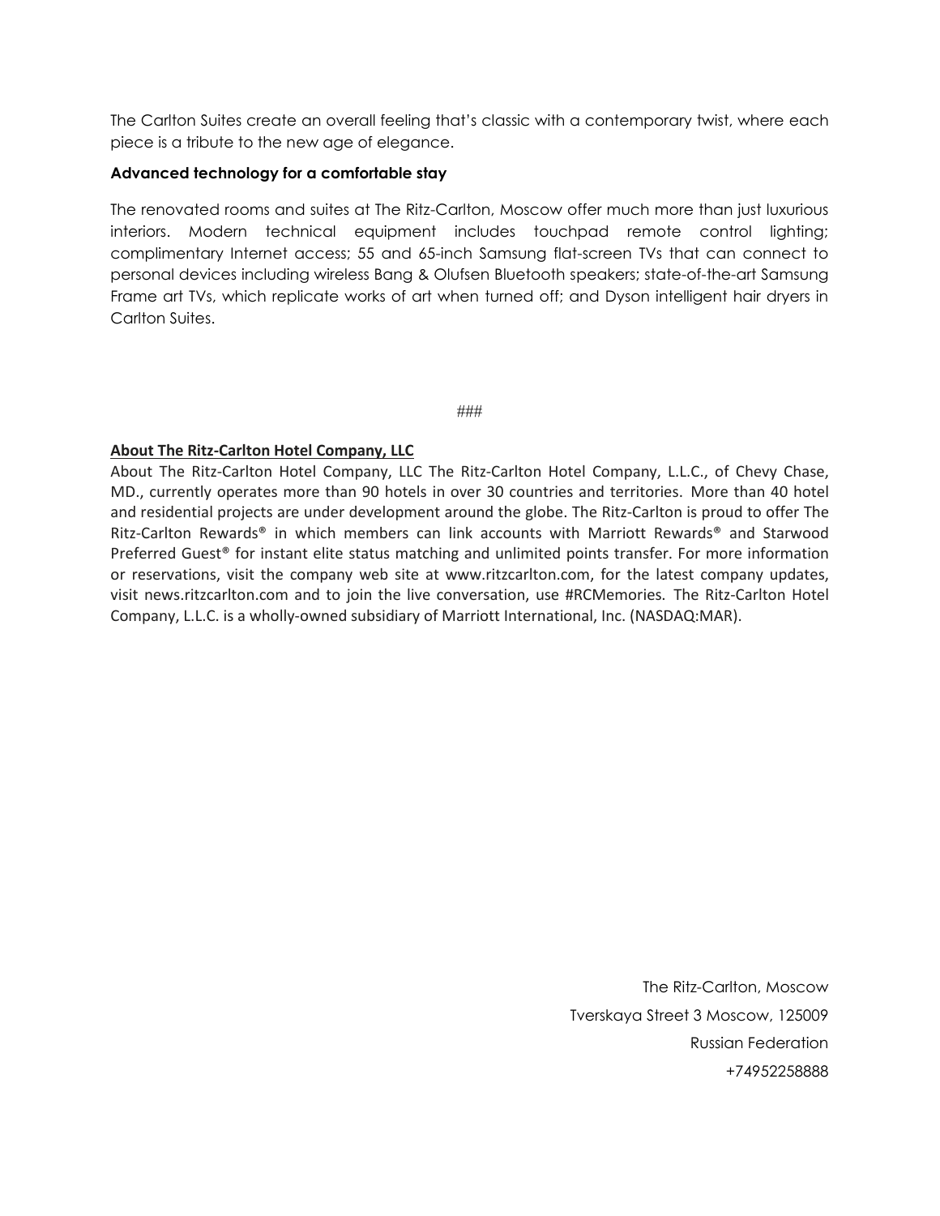The Carlton Suites create an overall feeling that's classic with a contemporary twist, where each piece is a tribute to the new age of elegance.

**Advanced technology for a comfortable stay**

The renovated rooms and suites at The Ritz-Carlton, Moscow offer much more than just luxurious interiors. Modern technical equipment includes touchpad remote control lighting; complimentary Internet access; 55 and 65-inch Samsung flat-screen TVs that can connect to personal devices including wireless Bang & Olufsen Bluetooth speakers; state-of-the-art Samsung Frame art TVs, which replicate works of art when turned off; and Dyson intelligent hair dryers in Carlton Suites.

###

**About The Ritz-Carlton Hotel Company, LLC**

About The Ritz-Carlton Hotel Company, LLC The Ritz-Carlton Hotel Company, L.L.C., of Chevy Chase, MD., currently operates more than 90 hotels in over 30 countries and territories. More than 40 hotel and residential projects are under development around the globe. The Ritz-Carlton is proud to offer The Ritz-Carlton Rewards® in which members can link accounts with Marriott Rewards® and Starwood Preferred Guest® for instant elite status matching and unlimited points transfer. For more information or reservations, visit the company web site at www.ritzcarlton.com, for the latest company updates, visit news.ritzcarlton.com and to join the live conversation, use #RCMemories. The Ritz-Carlton Hotel Company, L.L.C. is a wholly-owned subsidiary of Marriott International, Inc. (NASDAQ:MAR).

The Ritz-Carlton, Moscow
Tverskaya Street 3 Moscow, 125009
Russian Federation
+74952258888